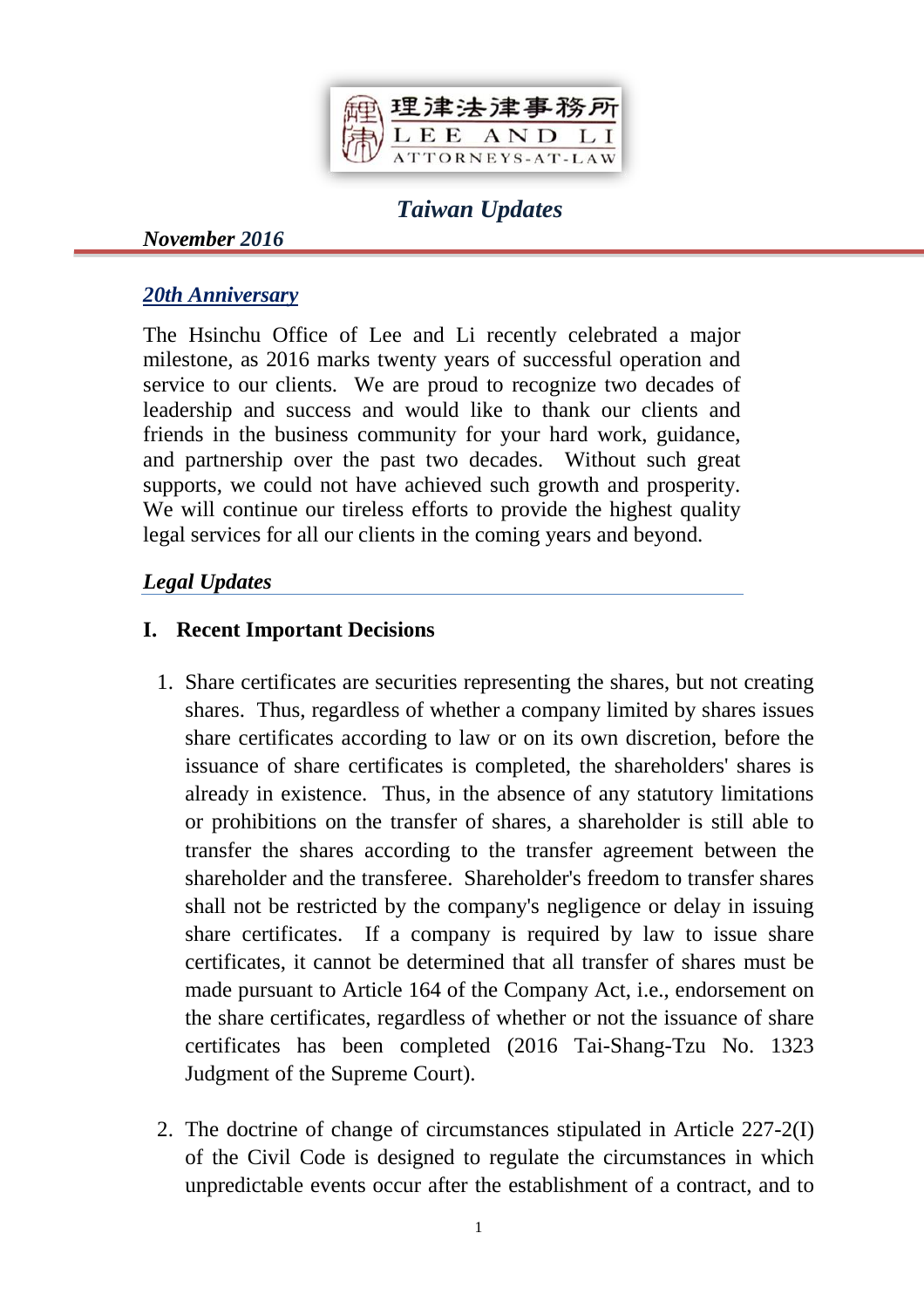理律法律事務所
LEE AND LI
ATTORNEYS-AT-LAW

# *Taiwan Updates*

***November 2016***

## ***20th Anniversary***

The Hsinchu Office of Lee and Li recently celebrated a major milestone, as 2016 marks twenty years of successful operation and service to our clients. We are proud to recognize two decades of leadership and success and would like to thank our clients and friends in the business community for your hard work, guidance, and partnership over the past two decades. Without such great supports, we could not have achieved such growth and prosperity. We will continue our tireless efforts to provide the highest quality legal services for all our clients in the coming years and beyond.

## ***Legal Updates***

### I. Recent Important Decisions

1. Share certificates are securities representing the shares, but not creating shares. Thus, regardless of whether a company limited by shares issues share certificates according to law or on its own discretion, before the issuance of share certificates is completed, the shareholders' shares is already in existence. Thus, in the absence of any statutory limitations or prohibitions on the transfer of shares, a shareholder is still able to transfer the shares according to the transfer agreement between the shareholder and the transferee. Shareholder's freedom to transfer shares shall not be restricted by the company's negligence or delay in issuing share certificates. If a company is required by law to issue share certificates, it cannot be determined that all transfer of shares must be made pursuant to Article 164 of the Company Act, i.e., endorsement on the share certificates, regardless of whether or not the issuance of share certificates has been completed (2016 Tai-Shang-Tzu No. 1323 Judgment of the Supreme Court).

2. The doctrine of change of circumstances stipulated in Article 227-2(I) of the Civil Code is designed to regulate the circumstances in which unpredictable events occur after the establishment of a contract, and to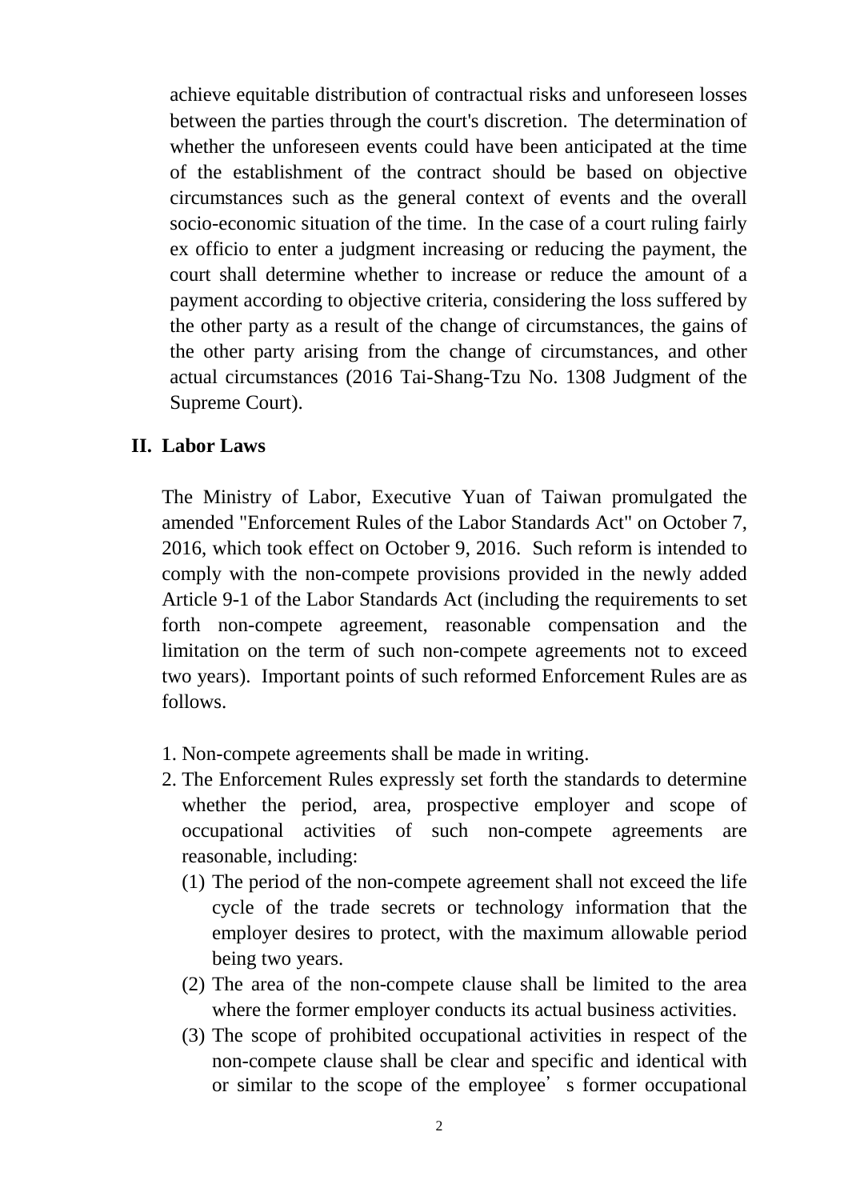achieve equitable distribution of contractual risks and unforeseen losses between the parties through the court's discretion. The determination of whether the unforeseen events could have been anticipated at the time of the establishment of the contract should be based on objective circumstances such as the general context of events and the overall socio-economic situation of the time. In the case of a court ruling fairly ex officio to enter a judgment increasing or reducing the payment, the court shall determine whether to increase or reduce the amount of a payment according to objective criteria, considering the loss suffered by the other party as a result of the change of circumstances, the gains of the other party arising from the change of circumstances, and other actual circumstances (2016 Tai-Shang-Tzu No. 1308 Judgment of the Supreme Court).

## II. Labor Laws

The Ministry of Labor, Executive Yuan of Taiwan promulgated the amended "Enforcement Rules of the Labor Standards Act" on October 7, 2016, which took effect on October 9, 2016. Such reform is intended to comply with the non-compete provisions provided in the newly added Article 9-1 of the Labor Standards Act (including the requirements to set forth non-compete agreement, reasonable compensation and the limitation on the term of such non-compete agreements not to exceed two years). Important points of such reformed Enforcement Rules are as follows.

1. Non-compete agreements shall be made in writing.
2. The Enforcement Rules expressly set forth the standards to determine whether the period, area, prospective employer and scope of occupational activities of such non-compete agreements are reasonable, including:
   (1) The period of the non-compete agreement shall not exceed the life cycle of the trade secrets or technology information that the employer desires to protect, with the maximum allowable period being two years.
   (2) The area of the non-compete clause shall be limited to the area where the former employer conducts its actual business activities.
   (3) The scope of prohibited occupational activities in respect of the non-compete clause shall be clear and specific and identical with or similar to the scope of the employee's former occupational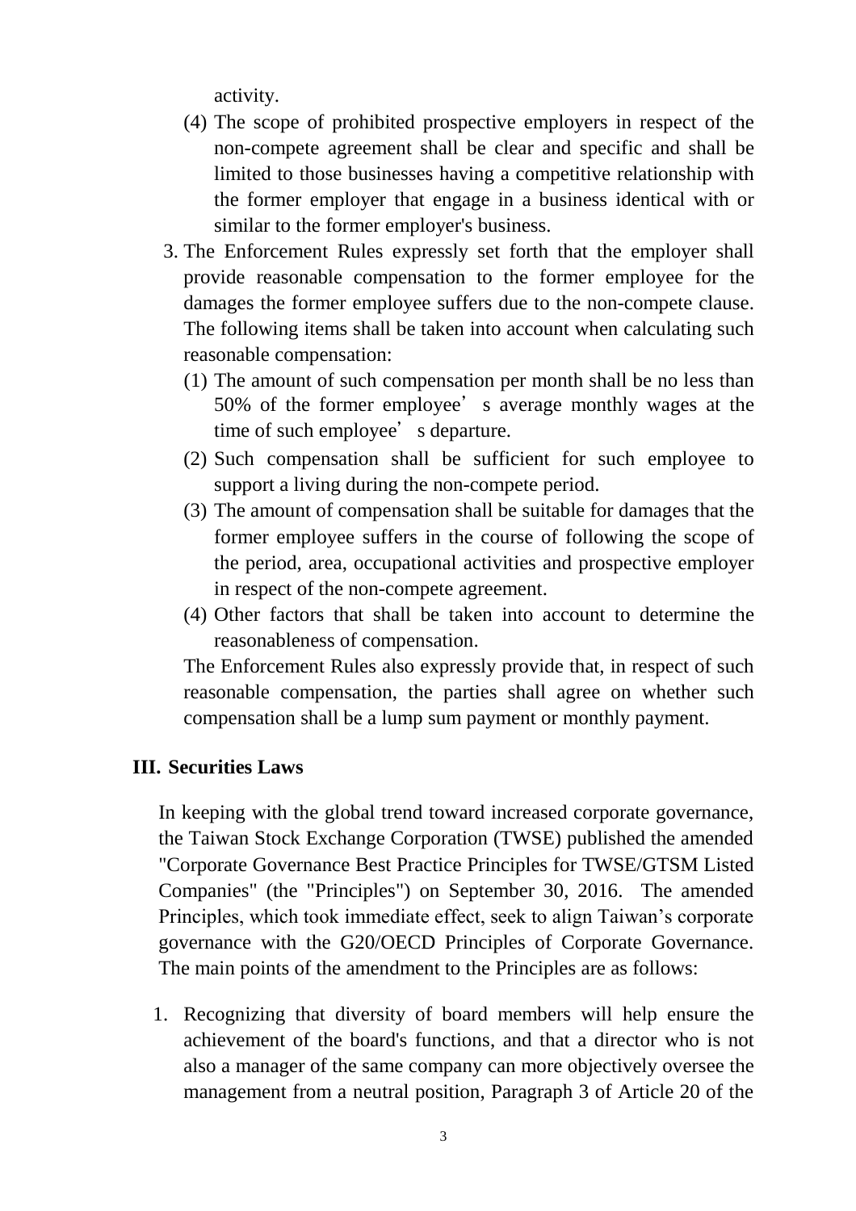activity.

(4) The scope of prohibited prospective employers in respect of the non-compete agreement shall be clear and specific and shall be limited to those businesses having a competitive relationship with the former employer that engage in a business identical with or similar to the former employer's business.

3. The Enforcement Rules expressly set forth that the employer shall provide reasonable compensation to the former employee for the damages the former employee suffers due to the non-compete clause. The following items shall be taken into account when calculating such reasonable compensation:

   (1) The amount of such compensation per month shall be no less than 50% of the former employee's average monthly wages at the time of such employee's departure.

   (2) Such compensation shall be sufficient for such employee to support a living during the non-compete period.

   (3) The amount of compensation shall be suitable for damages that the former employee suffers in the course of following the scope of the period, area, occupational activities and prospective employer in respect of the non-compete agreement.

   (4) Other factors that shall be taken into account to determine the reasonableness of compensation.

   The Enforcement Rules also expressly provide that, in respect of such reasonable compensation, the parties shall agree on whether such compensation shall be a lump sum payment or monthly payment.

## III. Securities Laws

In keeping with the global trend toward increased corporate governance, the Taiwan Stock Exchange Corporation (TWSE) published the amended "Corporate Governance Best Practice Principles for TWSE/GTSM Listed Companies" (the "Principles") on September 30, 2016. The amended Principles, which took immediate effect, seek to align Taiwan's corporate governance with the G20/OECD Principles of Corporate Governance. The main points of the amendment to the Principles are as follows:

1. Recognizing that diversity of board members will help ensure the achievement of the board's functions, and that a director who is not also a manager of the same company can more objectively oversee the management from a neutral position, Paragraph 3 of Article 20 of the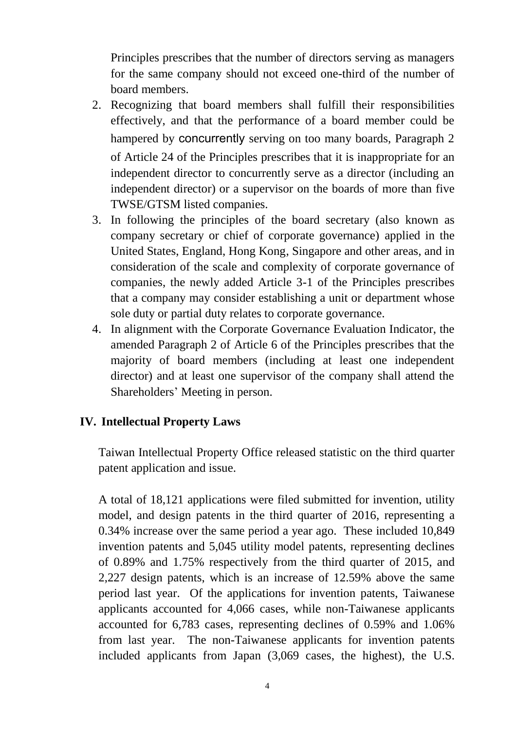Principles prescribes that the number of directors serving as managers for the same company should not exceed one-third of the number of board members.

2. Recognizing that board members shall fulfill their responsibilities effectively, and that the performance of a board member could be hampered by concurrently serving on too many boards, Paragraph 2 of Article 24 of the Principles prescribes that it is inappropriate for an independent director to concurrently serve as a director (including an independent director) or a supervisor on the boards of more than five TWSE/GTSM listed companies.
3. In following the principles of the board secretary (also known as company secretary or chief of corporate governance) applied in the United States, England, Hong Kong, Singapore and other areas, and in consideration of the scale and complexity of corporate governance of companies, the newly added Article 3-1 of the Principles prescribes that a company may consider establishing a unit or department whose sole duty or partial duty relates to corporate governance.
4. In alignment with the Corporate Governance Evaluation Indicator, the amended Paragraph 2 of Article 6 of the Principles prescribes that the majority of board members (including at least one independent director) and at least one supervisor of the company shall attend the Shareholders' Meeting in person.

## IV. Intellectual Property Laws

Taiwan Intellectual Property Office released statistic on the third quarter patent application and issue.

A total of 18,121 applications were filed submitted for invention, utility model, and design patents in the third quarter of 2016, representing a 0.34% increase over the same period a year ago. These included 10,849 invention patents and 5,045 utility model patents, representing declines of 0.89% and 1.75% respectively from the third quarter of 2015, and 2,227 design patents, which is an increase of 12.59% above the same period last year. Of the applications for invention patents, Taiwanese applicants accounted for 4,066 cases, while non-Taiwanese applicants accounted for 6,783 cases, representing declines of 0.59% and 1.06% from last year. The non-Taiwanese applicants for invention patents included applicants from Japan (3,069 cases, the highest), the U.S.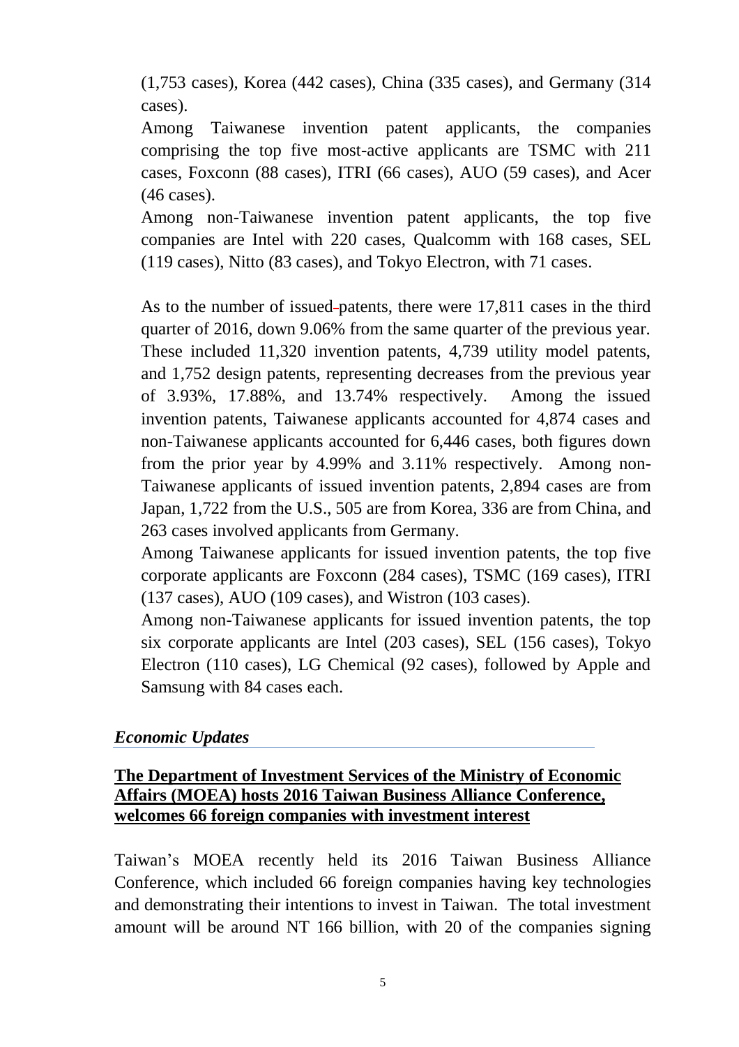(1,753 cases), Korea (442 cases), China (335 cases), and Germany (314 cases).

Among Taiwanese invention patent applicants, the companies comprising the top five most-active applicants are TSMC with 211 cases, Foxconn (88 cases), ITRI (66 cases), AUO (59 cases), and Acer (46 cases).

Among non-Taiwanese invention patent applicants, the top five companies are Intel with 220 cases, Qualcomm with 168 cases, SEL (119 cases), Nitto (83 cases), and Tokyo Electron, with 71 cases.

As to the number of issued patents, there were 17,811 cases in the third quarter of 2016, down 9.06% from the same quarter of the previous year. These included 11,320 invention patents, 4,739 utility model patents, and 1,752 design patents, representing decreases from the previous year of 3.93%, 17.88%, and 13.74% respectively. Among the issued invention patents, Taiwanese applicants accounted for 4,874 cases and non-Taiwanese applicants accounted for 6,446 cases, both figures down from the prior year by 4.99% and 3.11% respectively. Among non-Taiwanese applicants of issued invention patents, 2,894 cases are from Japan, 1,722 from the U.S., 505 are from Korea, 336 are from China, and 263 cases involved applicants from Germany.

Among Taiwanese applicants for issued invention patents, the top five corporate applicants are Foxconn (284 cases), TSMC (169 cases), ITRI (137 cases), AUO (109 cases), and Wistron (103 cases).

Among non-Taiwanese applicants for issued invention patents, the top six corporate applicants are Intel (203 cases), SEL (156 cases), Tokyo Electron (110 cases), LG Chemical (92 cases), followed by Apple and Samsung with 84 cases each.

## *Economic Updates*

### The Department of Investment Services of the Ministry of Economic Affairs (MOEA) hosts 2016 Taiwan Business Alliance Conference, welcomes 66 foreign companies with investment interest

Taiwan's MOEA recently held its 2016 Taiwan Business Alliance Conference, which included 66 foreign companies having key technologies and demonstrating their intentions to invest in Taiwan. The total investment amount will be around NT 166 billion, with 20 of the companies signing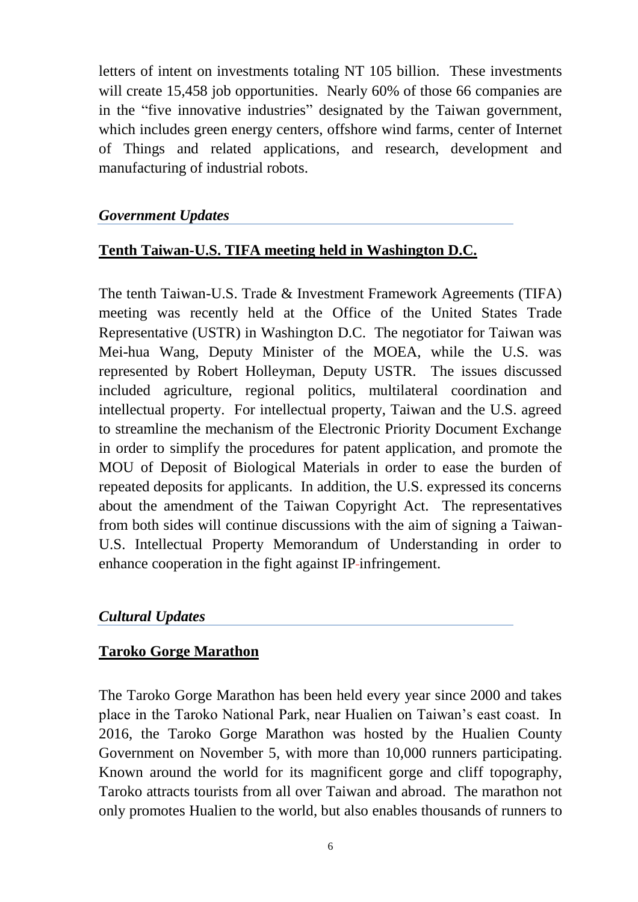letters of intent on investments totaling NT 105 billion. These investments will create 15,458 job opportunities. Nearly 60% of those 66 companies are in the "five innovative industries" designated by the Taiwan government, which includes green energy centers, offshore wind farms, center of Internet of Things and related applications, and research, development and manufacturing of industrial robots.

## *Government Updates*

### Tenth Taiwan-U.S. TIFA meeting held in Washington D.C.

The tenth Taiwan-U.S. Trade & Investment Framework Agreements (TIFA) meeting was recently held at the Office of the United States Trade Representative (USTR) in Washington D.C. The negotiator for Taiwan was Mei-hua Wang, Deputy Minister of the MOEA, while the U.S. was represented by Robert Holleyman, Deputy USTR. The issues discussed included agriculture, regional politics, multilateral coordination and intellectual property. For intellectual property, Taiwan and the U.S. agreed to streamline the mechanism of the Electronic Priority Document Exchange in order to simplify the procedures for patent application, and promote the MOU of Deposit of Biological Materials in order to ease the burden of repeated deposits for applicants. In addition, the U.S. expressed its concerns about the amendment of the Taiwan Copyright Act. The representatives from both sides will continue discussions with the aim of signing a Taiwan-U.S. Intellectual Property Memorandum of Understanding in order to enhance cooperation in the fight against IP infringement.

## *Cultural Updates*

### Taroko Gorge Marathon

The Taroko Gorge Marathon has been held every year since 2000 and takes place in the Taroko National Park, near Hualien on Taiwan's east coast. In 2016, the Taroko Gorge Marathon was hosted by the Hualien County Government on November 5, with more than 10,000 runners participating. Known around the world for its magnificent gorge and cliff topography, Taroko attracts tourists from all over Taiwan and abroad. The marathon not only promotes Hualien to the world, but also enables thousands of runners to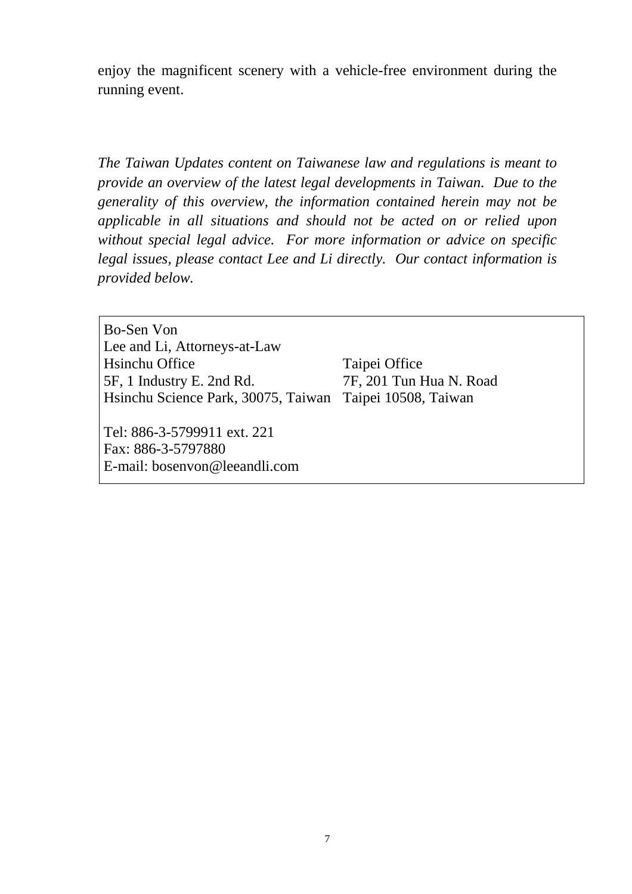enjoy the magnificent scenery with a vehicle-free environment during the running event.

*The Taiwan Updates content on Taiwanese law and regulations is meant to provide an overview of the latest legal developments in Taiwan. Due to the generality of this overview, the information contained herein may not be applicable in all situations and should not be acted on or relied upon without special legal advice. For more information or advice on specific legal issues, please contact Lee and Li directly. Our contact information is provided below.*

Bo-Sen Von
Lee and Li, Attorneys-at-Law

| | |
|---|---|
| Hsinchu Office | Taipei Office |
| 5F, 1 Industry E. 2nd Rd. | 7F, 201 Tun Hua N. Road |
| Hsinchu Science Park, 30075, Taiwan | Taipei 10508, Taiwan |

Tel: 886-3-5799911 ext. 221
Fax: 886-3-5797880
E-mail: bosenvon@leeandli.com